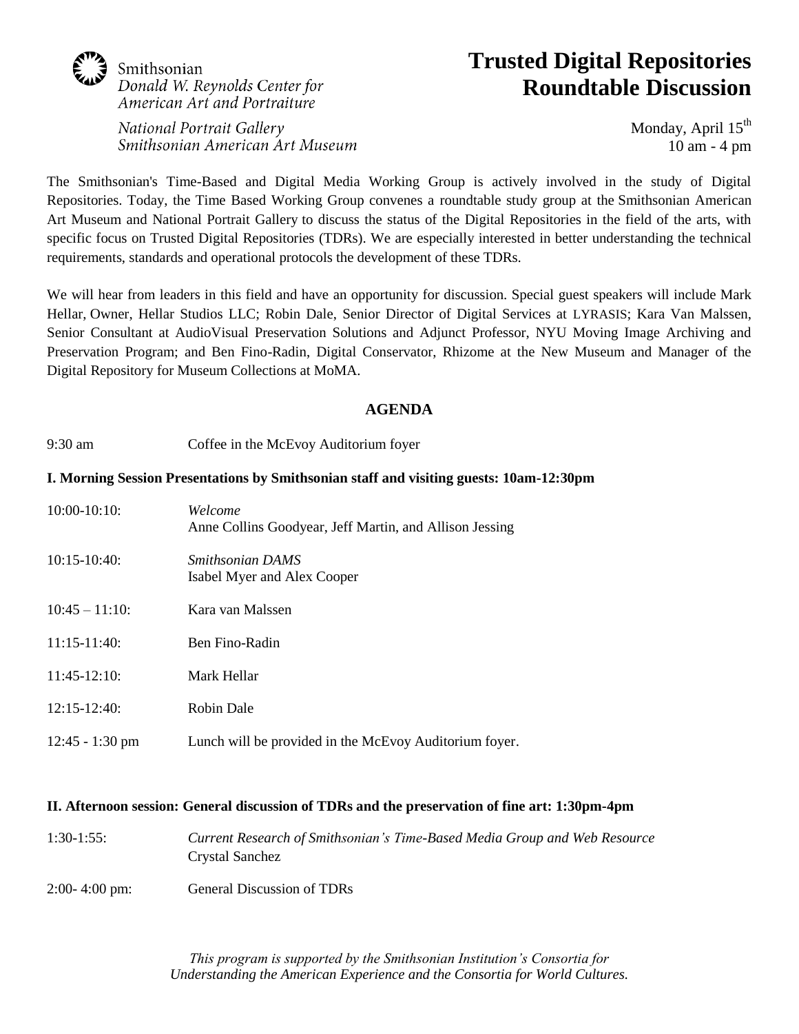Smithsonian
*Donald W. Reynolds Center for American Art and Portraiture*

*National Portrait Gallery*
*Smithsonian American Art Museum*

# Trusted Digital Repositories Roundtable Discussion

Monday, April 15th
10 am - 4 pm

The Smithsonian's Time-Based and Digital Media Working Group is actively involved in the study of Digital Repositories. Today, the Time Based Working Group convenes a roundtable study group at the Smithsonian American Art Museum and National Portrait Gallery to discuss the status of the Digital Repositories in the field of the arts, with specific focus on Trusted Digital Repositories (TDRs). We are especially interested in better understanding the technical requirements, standards and operational protocols the development of these TDRs.

We will hear from leaders in this field and have an opportunity for discussion. Special guest speakers will include Mark Hellar, Owner, Hellar Studios LLC; Robin Dale, Senior Director of Digital Services at LYRASIS; Kara Van Malssen, Senior Consultant at AudioVisual Preservation Solutions and Adjunct Professor, NYU Moving Image Archiving and Preservation Program; and Ben Fino-Radin, Digital Conservator, Rhizome at the New Museum and Manager of the Digital Repository for Museum Collections at MoMA.

## AGENDA

9:30 am — Coffee in the McEvoy Auditorium foyer

### I. Morning Session Presentations by Smithsonian staff and visiting guests: 10am-12:30pm

10:00-10:10: *Welcome*
Anne Collins Goodyear, Jeff Martin, and Allison Jessing

10:15-10:40: *Smithsonian DAMS*
Isabel Myer and Alex Cooper

10:45 – 11:10: Kara van Malssen

11:15-11:40: Ben Fino-Radin

11:45-12:10: Mark Hellar

12:15-12:40: Robin Dale

12:45 - 1:30 pm: Lunch will be provided in the McEvoy Auditorium foyer.

### II. Afternoon session: General discussion of TDRs and the preservation of fine art: 1:30pm-4pm

1:30-1:55: *Current Research of Smithsonian's Time-Based Media Group and Web Resource*
Crystal Sanchez

2:00- 4:00 pm: General Discussion of TDRs

*This program is supported by the Smithsonian Institution's Consortia for Understanding the American Experience and the Consortia for World Cultures.*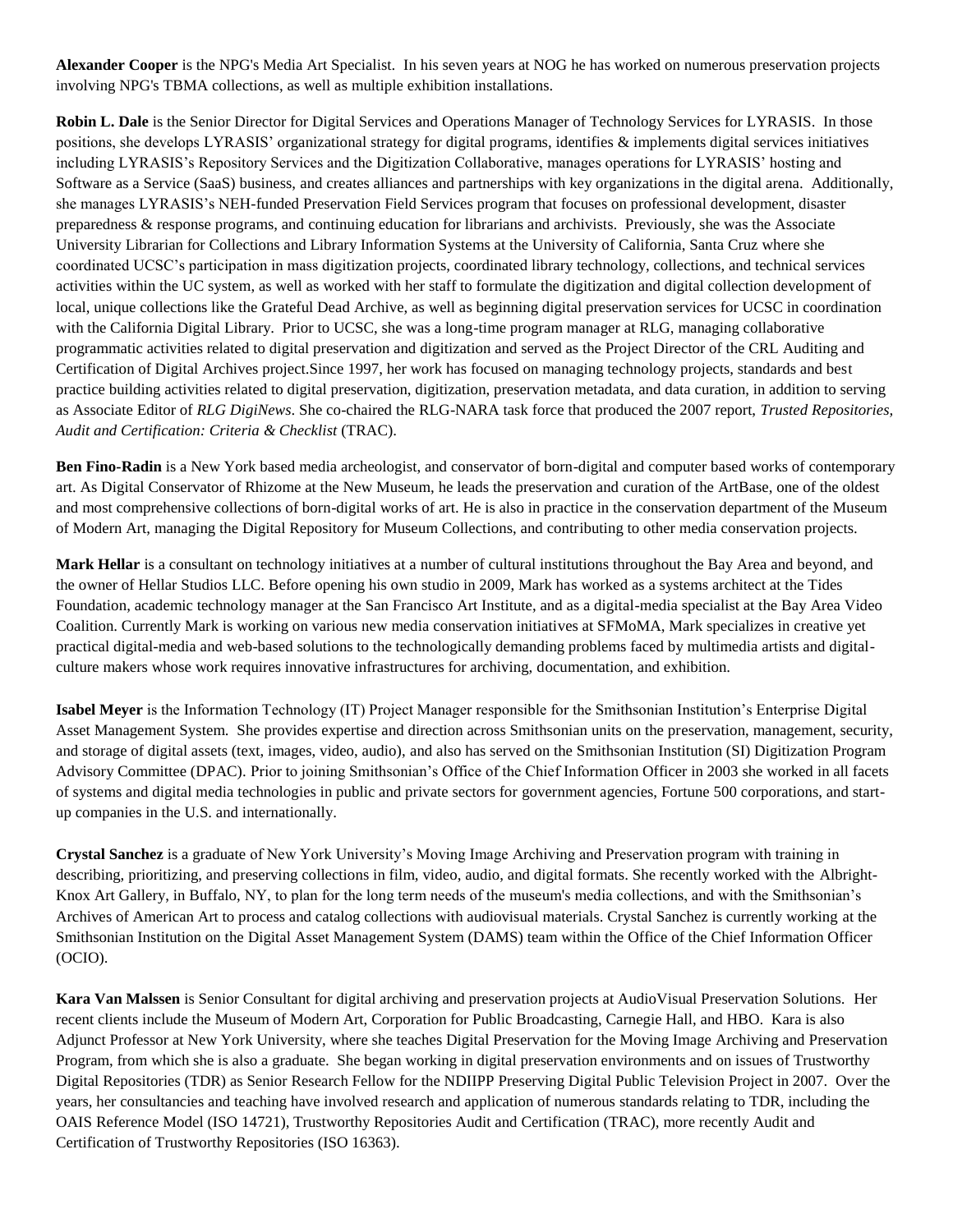**Alexander Cooper** is the NPG's Media Art Specialist. In his seven years at NOG he has worked on numerous preservation projects involving NPG's TBMA collections, as well as multiple exhibition installations.

**Robin L. Dale** is the Senior Director for Digital Services and Operations Manager of Technology Services for LYRASIS. In those positions, she develops LYRASIS' organizational strategy for digital programs, identifies & implements digital services initiatives including LYRASIS's Repository Services and the Digitization Collaborative, manages operations for LYRASIS' hosting and Software as a Service (SaaS) business, and creates alliances and partnerships with key organizations in the digital arena. Additionally, she manages LYRASIS's NEH-funded Preservation Field Services program that focuses on professional development, disaster preparedness & response programs, and continuing education for librarians and archivists. Previously, she was the Associate University Librarian for Collections and Library Information Systems at the University of California, Santa Cruz where she coordinated UCSC's participation in mass digitization projects, coordinated library technology, collections, and technical services activities within the UC system, as well as worked with her staff to formulate the digitization and digital collection development of local, unique collections like the Grateful Dead Archive, as well as beginning digital preservation services for UCSC in coordination with the California Digital Library. Prior to UCSC, she was a long-time program manager at RLG, managing collaborative programmatic activities related to digital preservation and digitization and served as the Project Director of the CRL Auditing and Certification of Digital Archives project.Since 1997, her work has focused on managing technology projects, standards and best practice building activities related to digital preservation, digitization, preservation metadata, and data curation, in addition to serving as Associate Editor of *RLG DigiNews*. She co-chaired the RLG-NARA task force that produced the 2007 report, *Trusted Repositories, Audit and Certification: Criteria & Checklist* (TRAC).

**Ben Fino-Radin** is a New York based media archeologist, and conservator of born-digital and computer based works of contemporary art. As Digital Conservator of Rhizome at the New Museum, he leads the preservation and curation of the ArtBase, one of the oldest and most comprehensive collections of born-digital works of art. He is also in practice in the conservation department of the Museum of Modern Art, managing the Digital Repository for Museum Collections, and contributing to other media conservation projects.

**Mark Hellar** is a consultant on technology initiatives at a number of cultural institutions throughout the Bay Area and beyond, and the owner of Hellar Studios LLC. Before opening his own studio in 2009, Mark has worked as a systems architect at the Tides Foundation, academic technology manager at the San Francisco Art Institute, and as a digital-media specialist at the Bay Area Video Coalition. Currently Mark is working on various new media conservation initiatives at SFMoMA, Mark specializes in creative yet practical digital-media and web-based solutions to the technologically demanding problems faced by multimedia artists and digital-culture makers whose work requires innovative infrastructures for archiving, documentation, and exhibition.

**Isabel Meyer** is the Information Technology (IT) Project Manager responsible for the Smithsonian Institution's Enterprise Digital Asset Management System. She provides expertise and direction across Smithsonian units on the preservation, management, security, and storage of digital assets (text, images, video, audio), and also has served on the Smithsonian Institution (SI) Digitization Program Advisory Committee (DPAC). Prior to joining Smithsonian's Office of the Chief Information Officer in 2003 she worked in all facets of systems and digital media technologies in public and private sectors for government agencies, Fortune 500 corporations, and start-up companies in the U.S. and internationally.

**Crystal Sanchez** is a graduate of New York University's Moving Image Archiving and Preservation program with training in describing, prioritizing, and preserving collections in film, video, audio, and digital formats. She recently worked with the Albright-Knox Art Gallery, in Buffalo, NY, to plan for the long term needs of the museum's media collections, and with the Smithsonian's Archives of American Art to process and catalog collections with audiovisual materials. Crystal Sanchez is currently working at the Smithsonian Institution on the Digital Asset Management System (DAMS) team within the Office of the Chief Information Officer (OCIO).

**Kara Van Malssen** is Senior Consultant for digital archiving and preservation projects at AudioVisual Preservation Solutions. Her recent clients include the Museum of Modern Art, Corporation for Public Broadcasting, Carnegie Hall, and HBO. Kara is also Adjunct Professor at New York University, where she teaches Digital Preservation for the Moving Image Archiving and Preservation Program, from which she is also a graduate. She began working in digital preservation environments and on issues of Trustworthy Digital Repositories (TDR) as Senior Research Fellow for the NDIIPP Preserving Digital Public Television Project in 2007. Over the years, her consultancies and teaching have involved research and application of numerous standards relating to TDR, including the OAIS Reference Model (ISO 14721), Trustworthy Repositories Audit and Certification (TRAC), more recently Audit and Certification of Trustworthy Repositories (ISO 16363).